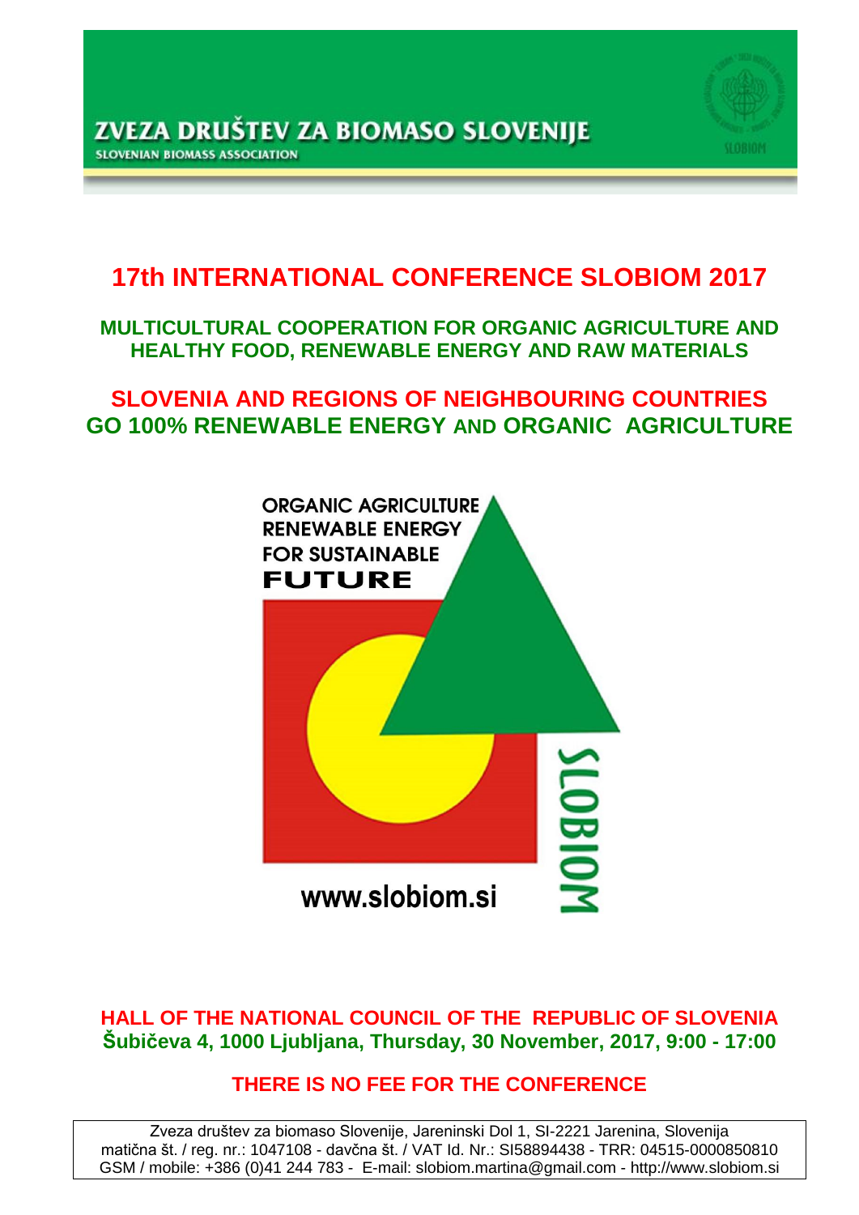ZVEZA DRUŠTEV ZA BIOMASO SLOVENIJE
SLOVENIAN BIOMASS ASSOCIATION

# 17th INTERNATIONAL CONFERENCE SLOBIOM 2017

## MULTICULTURAL COOPERATION FOR ORGANIC AGRICULTURE AND HEALTHY FOOD, RENEWABLE ENERGY AND RAW MATERIALS

## SLOVENIA AND REGIONS OF NEIGHBOURING COUNTRIES GO 100% RENEWABLE ENERGY AND ORGANIC AGRICULTURE

ORGANIC AGRICULTURE
RENEWABLE ENERGY
FOR SUSTAINABLE
**FUTURE**

SLOBIOM

www.slobiom.si

**HALL OF THE NATIONAL COUNCIL OF THE REPUBLIC OF SLOVENIA**
**Šubičeva 4, 1000 Ljubljana, Thursday, 30 November, 2017, 9:00 - 17:00**

**THERE IS NO FEE FOR THE CONFERENCE**

Zveza društev za biomaso Slovenije, Jareninski Dol 1, SI-2221 Jarenina, Slovenija
matična št. / reg. nr.: 1047108 - davčna št. / VAT Id. Nr.: SI58894438 - TRR: 04515-0000850810
GSM / mobile: +386 (0)41 244 783 - E-mail: slobiom.martina@gmail.com - http://www.slobiom.si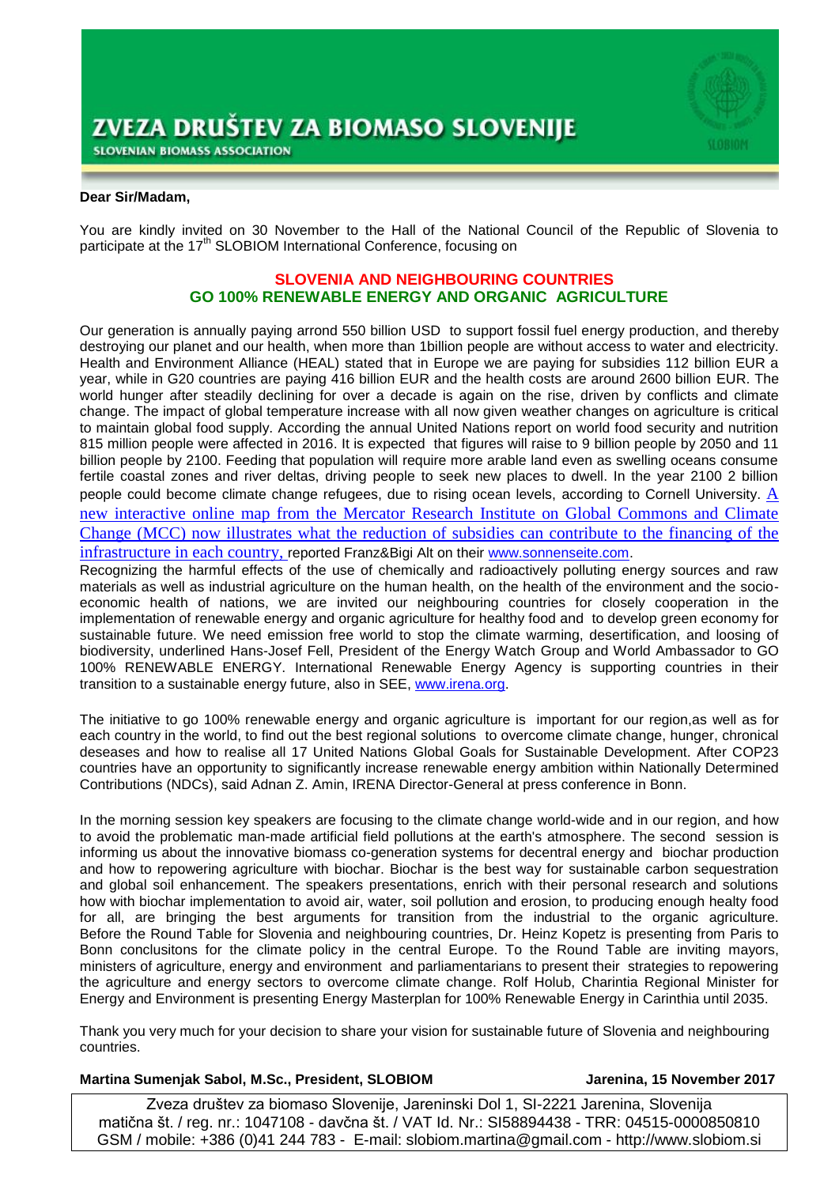# ZVEZA DRUŠTEV ZA BIOMASO SLOVENIJE

SLOVENIAN BIOMASS ASSOCIATION

**Dear Sir/Madam,**

You are kindly invited on 30 November to the Hall of the National Council of the Republic of Slovenia to participate at the 17th SLOBIOM International Conference, focusing on

**SLOVENIA AND NEIGHBOURING COUNTRIES**
**GO 100% RENEWABLE ENERGY AND ORGANIC AGRICULTURE**

Our generation is annually paying arrond 550 billion USD to support fossil fuel energy production, and thereby destroying our planet and our health, when more than 1billion people are without access to water and electricity. Health and Environment Alliance (HEAL) stated that in Europe we are paying for subsidies 112 billion EUR a year, while in G20 countries are paying 416 billion EUR and the health costs are around 2600 billion EUR. The world hunger after steadily declining for over a decade is again on the rise, driven by conflicts and climate change. The impact of global temperature increase with all now given weather changes on agriculture is critical to maintain global food supply. According the annual United Nations report on world food security and nutrition 815 million people were affected in 2016. It is expected that figures will raise to 9 billion people by 2050 and 11 billion people by 2100. Feeding that population will require more arable land even as swelling oceans consume fertile coastal zones and river deltas, driving people to seek new places to dwell. In the year 2100 2 billion people could become climate change refugees, due to rising ocean levels, according to Cornell University. A new interactive online map from the Mercator Research Institute on Global Commons and Climate Change (MCC) now illustrates what the reduction of subsidies can contribute to the financing of the infrastructure in each country, reported Franz&Bigi Alt on their www.sonnenseite.com.

Recognizing the harmful effects of the use of chemically and radioactively polluting energy sources and raw materials as well as industrial agriculture on the human health, on the health of the environment and the socio-economic health of nations, we are invited our neighbouring countries for closely cooperation in the implementation of renewable energy and organic agriculture for healthy food and to develop green economy for sustainable future. We need emission free world to stop the climate warming, desertification, and loosing of biodiversity, underlined Hans-Josef Fell, President of the Energy Watch Group and World Ambassador to GO 100% RENEWABLE ENERGY. International Renewable Energy Agency is supporting countries in their transition to a sustainable energy future, also in SEE, www.irena.org.

The initiative to go 100% renewable energy and organic agriculture is important for our region,as well as for each country in the world, to find out the best regional solutions to overcome climate change, hunger, chronical deseases and how to realise all 17 United Nations Global Goals for Sustainable Development. After COP23 countries have an opportunity to significantly increase renewable energy ambition within Nationally Determined Contributions (NDCs), said Adnan Z. Amin, IRENA Director-General at press conference in Bonn.

In the morning session key speakers are focusing to the climate change world-wide and in our region, and how to avoid the problematic man-made artificial field pollutions at the earth's atmosphere. The second session is informing us about the innovative biomass co-generation systems for decentral energy and biochar production and how to repowering agriculture with biochar. Biochar is the best way for sustainable carbon sequestration and global soil enhancement. The speakers presentations, enrich with their personal research and solutions how with biochar implementation to avoid air, water, soil pollution and erosion, to producing enough healty food for all, are bringing the best arguments for transition from the industrial to the organic agriculture. Before the Round Table for Slovenia and neighbouring countries, Dr. Heinz Kopetz is presenting from Paris to Bonn conclusitons for the climate policy in the central Europe. To the Round Table are inviting mayors, ministers of agriculture, energy and environment and parliamentarians to present their strategies to repowering the agriculture and energy sectors to overcome climate change. Rolf Holub, Charintia Regional Minister for Energy and Environment is presenting Energy Masterplan for 100% Renewable Energy in Carinthia until 2035.

Thank you very much for your decision to share your vision for sustainable future of Slovenia and neighbouring countries.

**Martina Sumenjak Sabol, M.Sc., President, SLOBIOM** **Jarenina, 15 November 2017**

Zveza društev za biomaso Slovenije, Jareninski Dol 1, SI-2221 Jarenina, Slovenija
matična št. / reg. nr.: 1047108 - davčna št. / VAT Id. Nr.: SI58894438 - TRR: 04515-0000850810
GSM / mobile: +386 (0)41 244 783 - E-mail: slobiom.martina@gmail.com - http://www.slobiom.si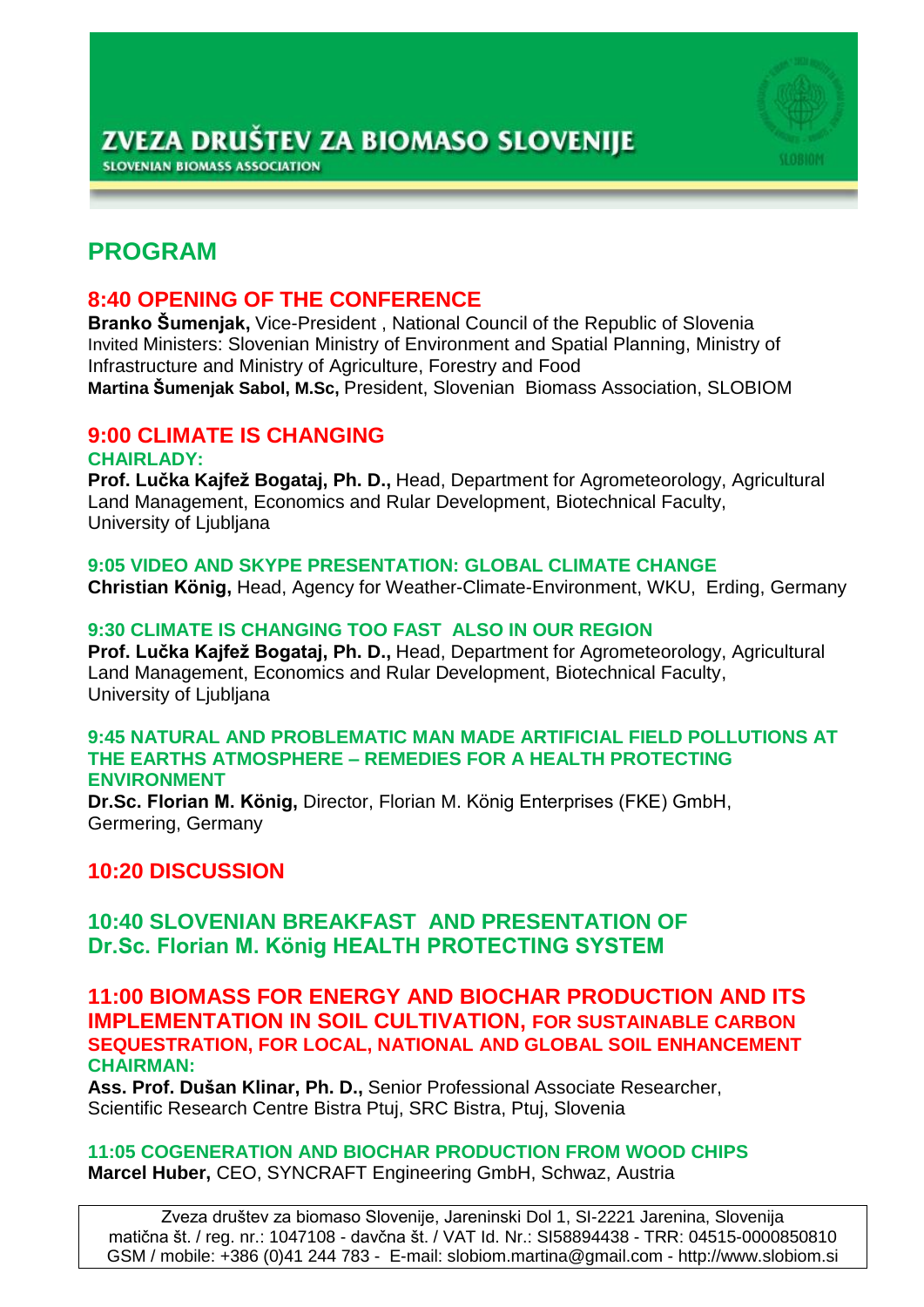# ZVEZA DRUŠTEV ZA BIOMASO SLOVENIJE

SLOVENIAN BIOMASS ASSOCIATION

## PROGRAM

### 8:40 OPENING OF THE CONFERENCE

**Branko Šumenjak,** Vice-President , National Council of the Republic of Slovenia
Invited Ministers: Slovenian Ministry of Environment and Spatial Planning, Ministry of Infrastructure and Ministry of Agriculture, Forestry and Food
**Martina Šumenjak Sabol, M.Sc,** President, Slovenian Biomass Association, SLOBIOM

### 9:00 CLIMATE IS CHANGING

**CHAIRLADY:**
**Prof. Lučka Kajfež Bogataj, Ph. D.,** Head, Department for Agrometeorology, Agricultural Land Management, Economics and Rular Development, Biotechnical Faculty, University of Ljubljana

**9:05 VIDEO AND SKYPE PRESENTATION: GLOBAL CLIMATE CHANGE**
**Christian König,** Head, Agency for Weather-Climate-Environment, WKU, Erding, Germany

**9:30 CLIMATE IS CHANGING TOO FAST ALSO IN OUR REGION**
**Prof. Lučka Kajfež Bogataj, Ph. D.,** Head, Department for Agrometeorology, Agricultural Land Management, Economics and Rular Development, Biotechnical Faculty, University of Ljubljana

**9:45 NATURAL AND PROBLEMATIC MAN MADE ARTIFICIAL FIELD POLLUTIONS AT THE EARTHS ATMOSPHERE – REMEDIES FOR A HEALTH PROTECTING ENVIRONMENT**
**Dr.Sc. Florian M. König,** Director, Florian M. König Enterprises (FKE) GmbH, Germering, Germany

### 10:20 DISCUSSION

### 10:40 SLOVENIAN BREAKFAST AND PRESENTATION OF Dr.Sc. Florian M. König HEALTH PROTECTING SYSTEM

### 11:00 BIOMASS FOR ENERGY AND BIOCHAR PRODUCTION AND ITS IMPLEMENTATION IN SOIL CULTIVATION, FOR SUSTAINABLE CARBON SEQUESTRATION, FOR LOCAL, NATIONAL AND GLOBAL SOIL ENHANCEMENT

**CHAIRMAN:**
**Ass. Prof. Dušan Klinar, Ph. D.,** Senior Professional Associate Researcher, Scientific Research Centre Bistra Ptuj, SRC Bistra, Ptuj, Slovenia

**11:05 COGENERATION AND BIOCHAR PRODUCTION FROM WOOD CHIPS**
**Marcel Huber,** CEO, SYNCRAFT Engineering GmbH, Schwaz, Austria

Zveza društev za biomaso Slovenije, Jareninski Dol 1, SI-2221 Jarenina, Slovenija
matična št. / reg. nr.: 1047108 - davčna št. / VAT Id. Nr.: SI58894438 - TRR: 04515-0000850810
GSM / mobile: +386 (0)41 244 783 - E-mail: slobiom.martina@gmail.com - http://www.slobiom.si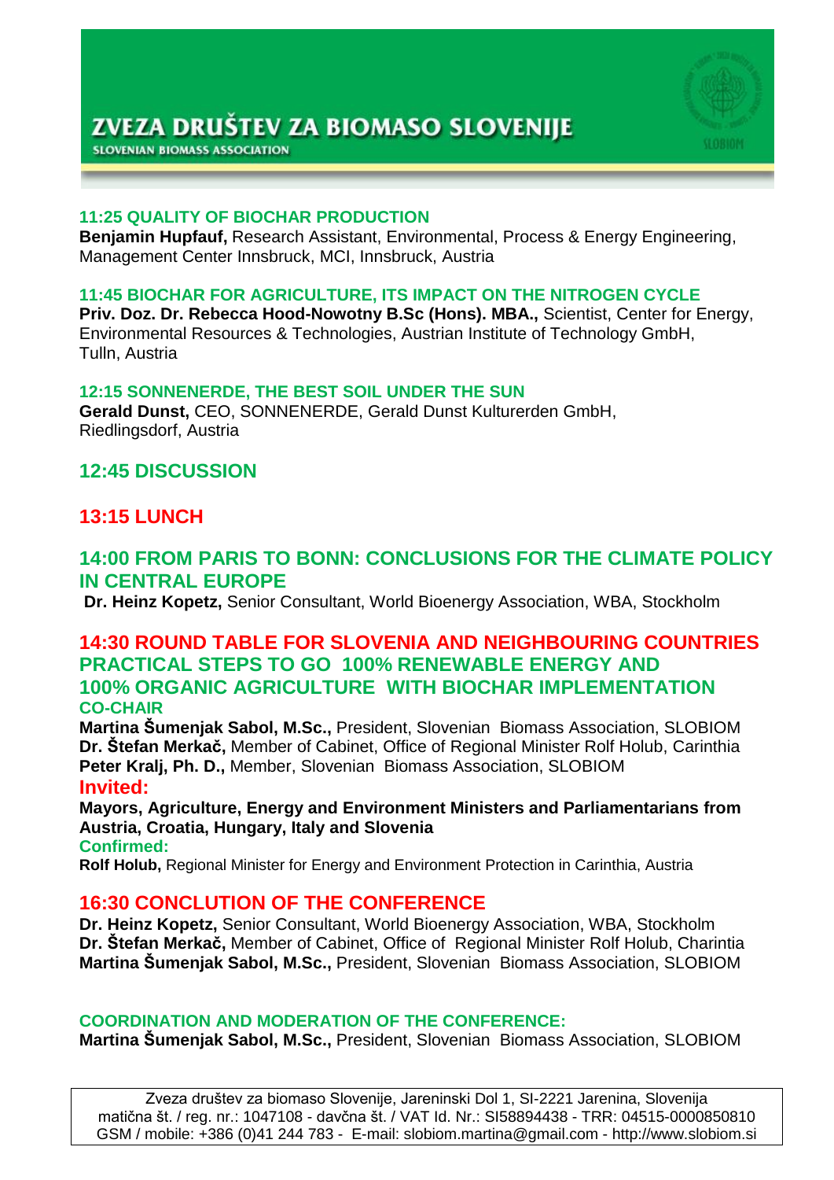# ZVEZA DRUŠTEV ZA BIOMASO SLOVENIJE

SLOVENIAN BIOMASS ASSOCIATION

### 11:25 QUALITY OF BIOCHAR PRODUCTION

**Benjamin Hupfauf,** Research Assistant, Environmental, Process & Energy Engineering, Management Center Innsbruck, MCI, Innsbruck, Austria

### 11:45 BIOCHAR FOR AGRICULTURE, ITS IMPACT ON THE NITROGEN CYCLE

**Priv. Doz. Dr. Rebecca Hood-Nowotny B.Sc (Hons). MBA.,** Scientist, Center for Energy, Environmental Resources & Technologies, Austrian Institute of Technology GmbH, Tulln, Austria

### 12:15 SONNENERDE, THE BEST SOIL UNDER THE SUN

**Gerald Dunst,** CEO, SONNENERDE, Gerald Dunst Kulturerden GmbH, Riedlingsdorf, Austria

## 12:45 DISCUSSION

## 13:15 LUNCH

## 14:00 FROM PARIS TO BONN: CONCLUSIONS FOR THE CLIMATE POLICY IN CENTRAL EUROPE

**Dr. Heinz Kopetz,** Senior Consultant, World Bioenergy Association, WBA, Stockholm

## 14:30 ROUND TABLE FOR SLOVENIA AND NEIGHBOURING COUNTRIES PRACTICAL STEPS TO GO 100% RENEWABLE ENERGY AND 100% ORGANIC AGRICULTURE WITH BIOCHAR IMPLEMENTATION

### CO-CHAIR

**Martina Šumenjak Sabol, M.Sc.,** President, Slovenian Biomass Association, SLOBIOM
**Dr. Štefan Merkač,** Member of Cabinet, Office of Regional Minister Rolf Holub, Carinthia
**Peter Kralj, Ph. D.,** Member, Slovenian Biomass Association, SLOBIOM

### Invited:

**Mayors, Agriculture, Energy and Environment Ministers and Parliamentarians from Austria, Croatia, Hungary, Italy and Slovenia**

### Confirmed:

**Rolf Holub,** Regional Minister for Energy and Environment Protection in Carinthia, Austria

## 16:30 CONCLUTION OF THE CONFERENCE

**Dr. Heinz Kopetz,** Senior Consultant, World Bioenergy Association, WBA, Stockholm
**Dr. Štefan Merkač,** Member of Cabinet, Office of Regional Minister Rolf Holub, Charintia
**Martina Šumenjak Sabol, M.Sc.,** President, Slovenian Biomass Association, SLOBIOM

### COORDINATION AND MODERATION OF THE CONFERENCE:

**Martina Šumenjak Sabol, M.Sc.,** President, Slovenian Biomass Association, SLOBIOM

Zveza društev za biomaso Slovenije, Jareninski Dol 1, SI-2221 Jarenina, Slovenija
matična št. / reg. nr.: 1047108 - davčna št. / VAT Id. Nr.: SI58894438 - TRR: 04515-0000850810
GSM / mobile: +386 (0)41 244 783 - E-mail: slobiom.martina@gmail.com - http://www.slobiom.si